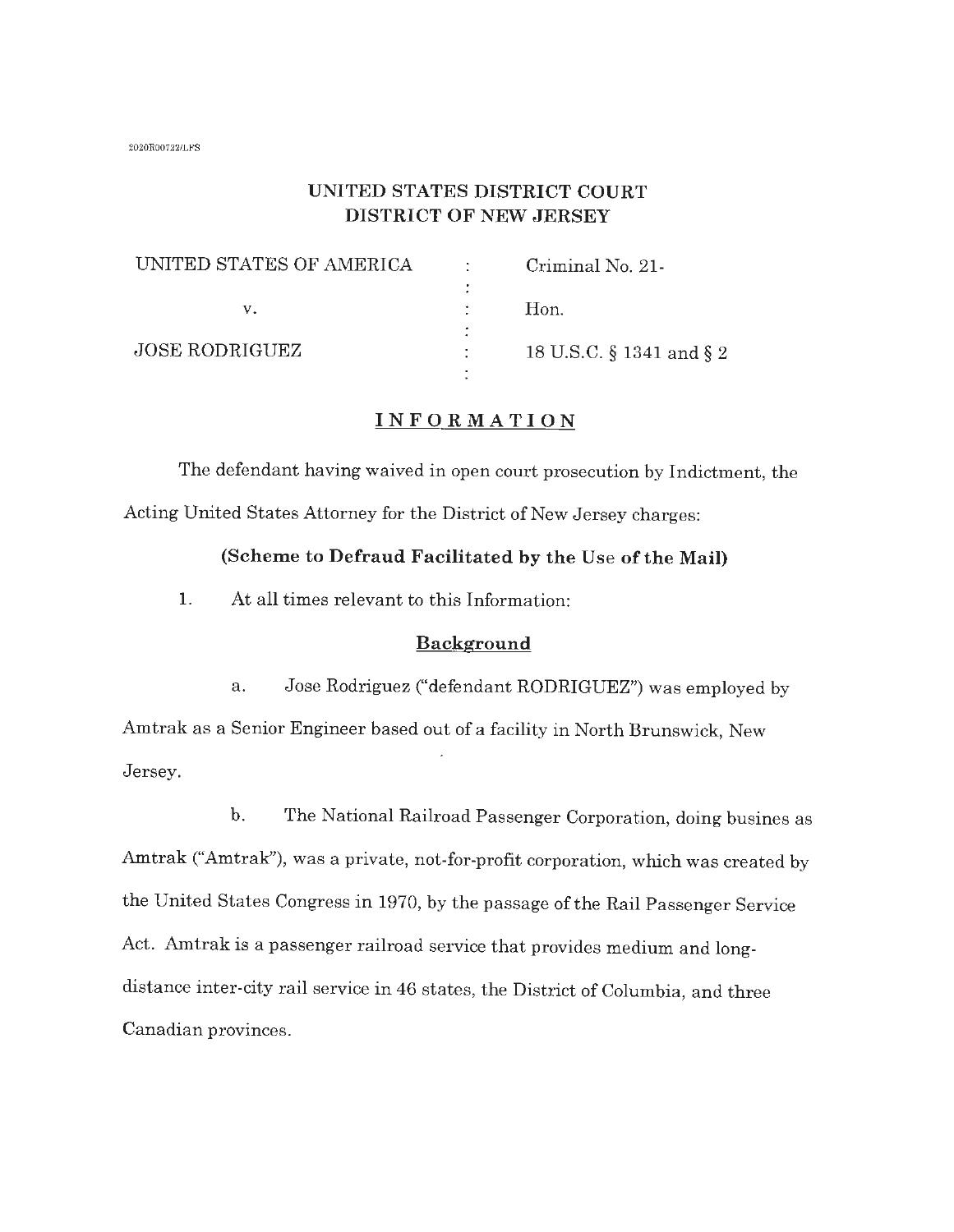2020R00722/LFS

# UNITED STATES DISTRICT COURT
# DISTRICT OF NEW JERSEY

| | | |
|---|---|---|
| UNITED STATES OF AMERICA | : | Criminal No. 21- |
| v. | : | Hon. |
| JOSE RODRIGUEZ | : | 18 U.S.C. § 1341 and § 2 |

## INFORMATION

The defendant having waived in open court prosecution by Indictment, the Acting United States Attorney for the District of New Jersey charges:

### (Scheme to Defraud Facilitated by the Use of the Mail)

1. At all times relevant to this Information:

### Background

a. Jose Rodriguez ("defendant RODRIGUEZ") was employed by Amtrak as a Senior Engineer based out of a facility in North Brunswick, New Jersey.

b. The National Railroad Passenger Corporation, doing busines as Amtrak ("Amtrak"), was a private, not-for-profit corporation, which was created by the United States Congress in 1970, by the passage of the Rail Passenger Service Act. Amtrak is a passenger railroad service that provides medium and long-distance inter-city rail service in 46 states, the District of Columbia, and three Canadian provinces.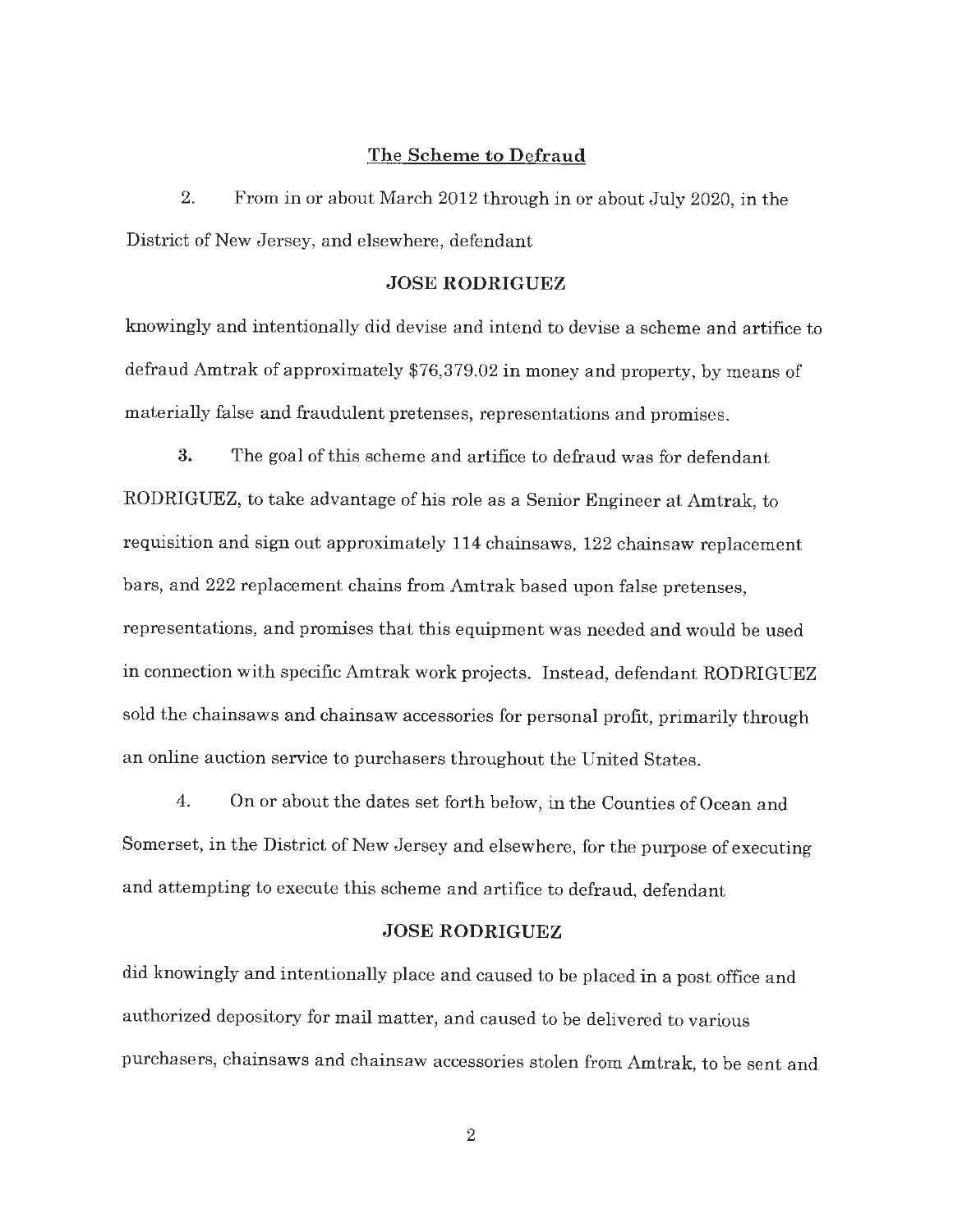## The Scheme to Defraud

2. From in or about March 2012 through in or about July 2020, in the District of New Jersey, and elsewhere, defendant

**JOSE RODRIGUEZ**

knowingly and intentionally did devise and intend to devise a scheme and artifice to defraud Amtrak of approximately $76,379.02 in money and property, by means of materially false and fraudulent pretenses, representations and promises.

3. The goal of this scheme and artifice to defraud was for defendant RODRIGUEZ, to take advantage of his role as a Senior Engineer at Amtrak, to requisition and sign out approximately 114 chainsaws, 122 chainsaw replacement bars, and 222 replacement chains from Amtrak based upon false pretenses, representations, and promises that this equipment was needed and would be used in connection with specific Amtrak work projects. Instead, defendant RODRIGUEZ sold the chainsaws and chainsaw accessories for personal profit, primarily through an online auction service to purchasers throughout the United States.

4. On or about the dates set forth below, in the Counties of Ocean and Somerset, in the District of New Jersey and elsewhere, for the purpose of executing and attempting to execute this scheme and artifice to defraud, defendant

**JOSE RODRIGUEZ**

did knowingly and intentionally place and caused to be placed in a post office and authorized depository for mail matter, and caused to be delivered to various purchasers, chainsaws and chainsaw accessories stolen from Amtrak, to be sent and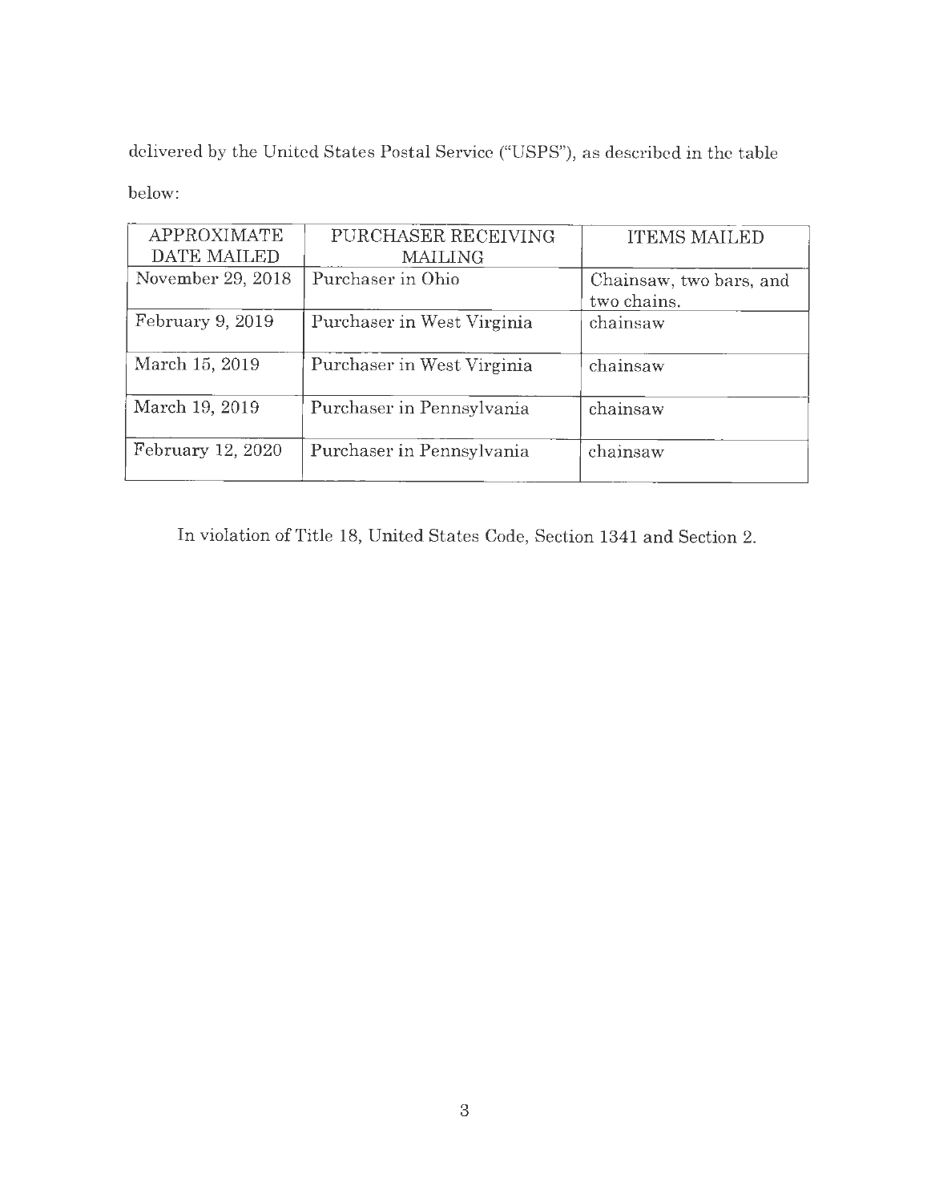delivered by the United States Postal Service ("USPS"), as described in the table below:

| APPROXIMATE DATE MAILED | PURCHASER RECEIVING MAILING | ITEMS MAILED |
| --- | --- | --- |
| November 29, 2018 | Purchaser in Ohio | Chainsaw, two bars, and two chains. |
| February 9, 2019 | Purchaser in West Virginia | chainsaw |
| March 15, 2019 | Purchaser in West Virginia | chainsaw |
| March 19, 2019 | Purchaser in Pennsylvania | chainsaw |
| February 12, 2020 | Purchaser in Pennsylvania | chainsaw |

In violation of Title 18, United States Code, Section 1341 and Section 2.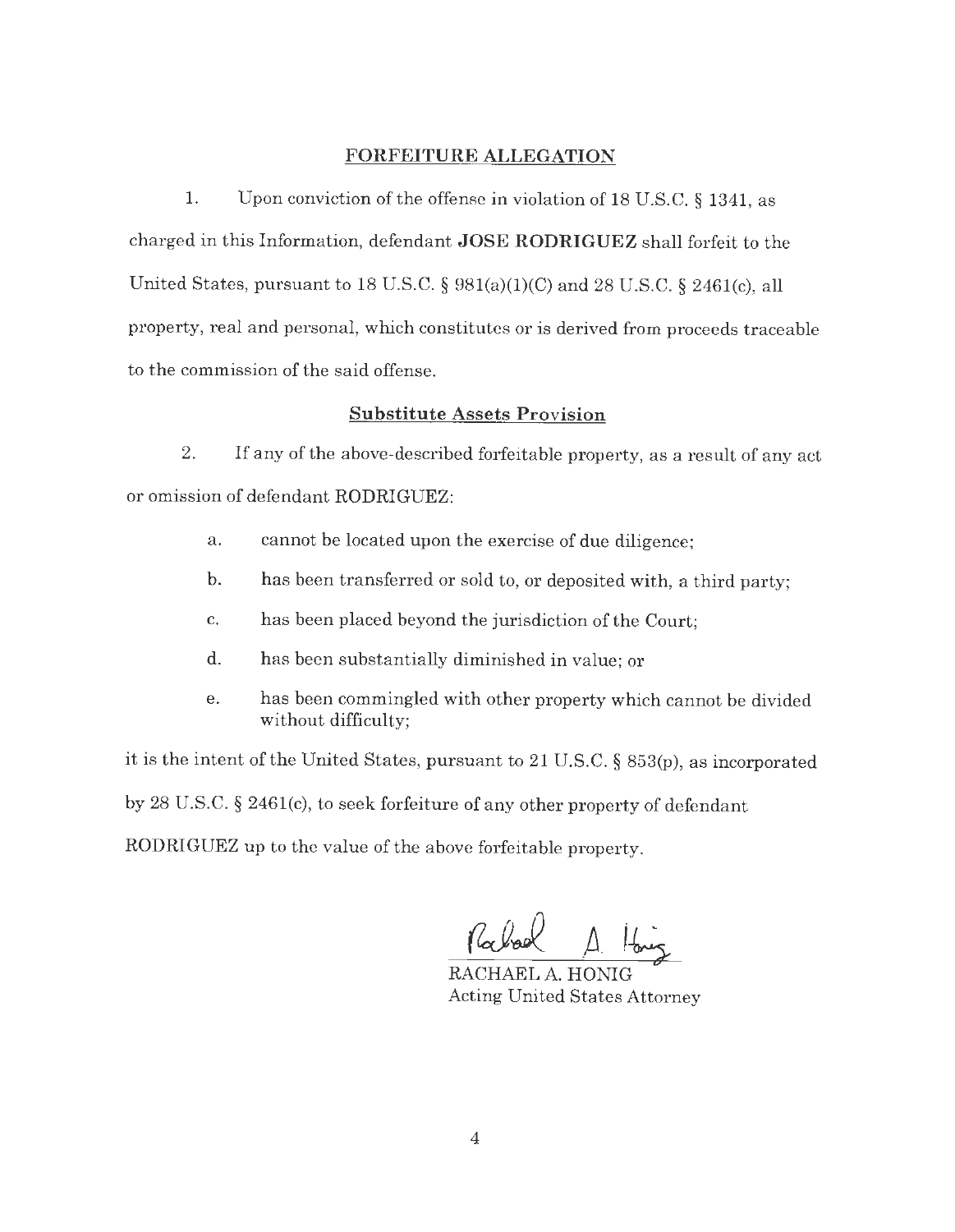## FORFEITURE ALLEGATION

1. Upon conviction of the offense in violation of 18 U.S.C. § 1341, as charged in this Information, defendant **JOSE RODRIGUEZ** shall forfeit to the United States, pursuant to 18 U.S.C. § 981(a)(1)(C) and 28 U.S.C. § 2461(c), all property, real and personal, which constitutes or is derived from proceeds traceable to the commission of the said offense.

### Substitute Assets Provision

2. If any of the above-described forfeitable property, as a result of any act or omission of defendant RODRIGUEZ:

   a. cannot be located upon the exercise of due diligence;

   b. has been transferred or sold to, or deposited with, a third party;

   c. has been placed beyond the jurisdiction of the Court;

   d. has been substantially diminished in value; or

   e. has been commingled with other property which cannot be divided without difficulty;

it is the intent of the United States, pursuant to 21 U.S.C. § 853(p), as incorporated by 28 U.S.C. § 2461(c), to seek forfeiture of any other property of defendant RODRIGUEZ up to the value of the above forfeitable property.

Rachael A. Honig

RACHAEL A. HONIG
Acting United States Attorney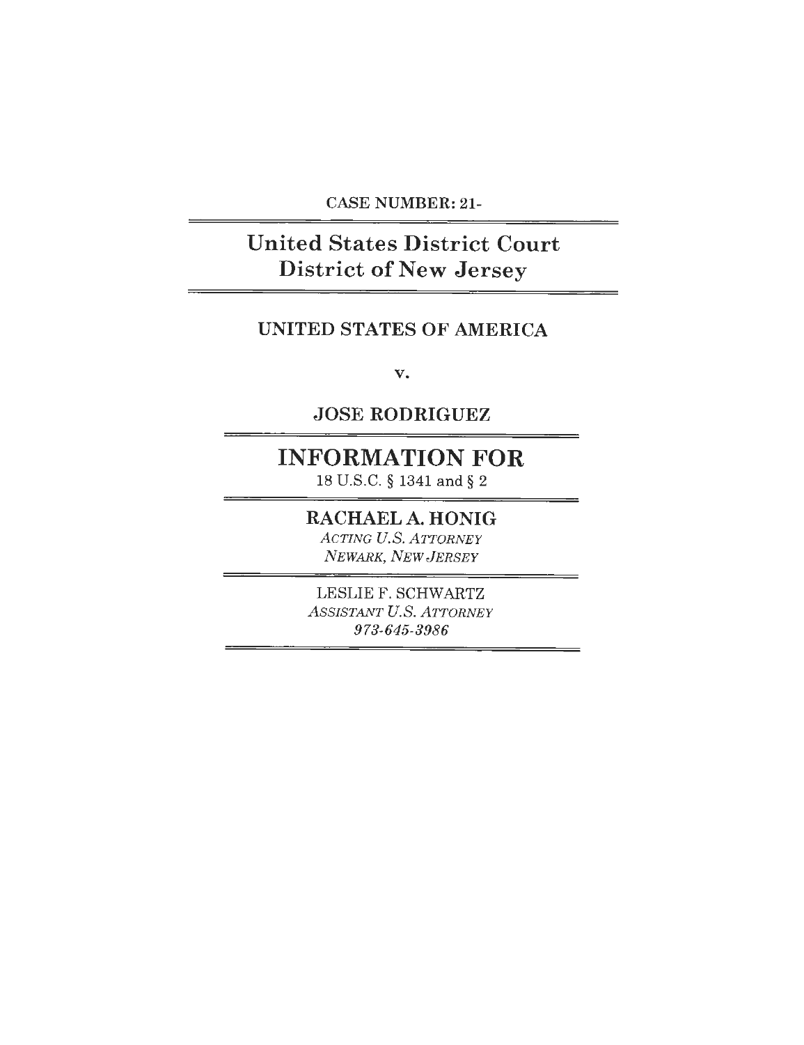CASE NUMBER: 21-

---

## United States District Court
## District of New Jersey

---

**UNITED STATES OF AMERICA**

**v.**

**JOSE RODRIGUEZ**

---

# INFORMATION FOR

18 U.S.C. § 1341 and § 2

---

**RACHAEL A. HONIG**

*ACTING U.S. ATTORNEY*

*NEWARK, NEW JERSEY*

---

LESLIE F. SCHWARTZ

*ASSISTANT U.S. ATTORNEY*

***973-645-3986***